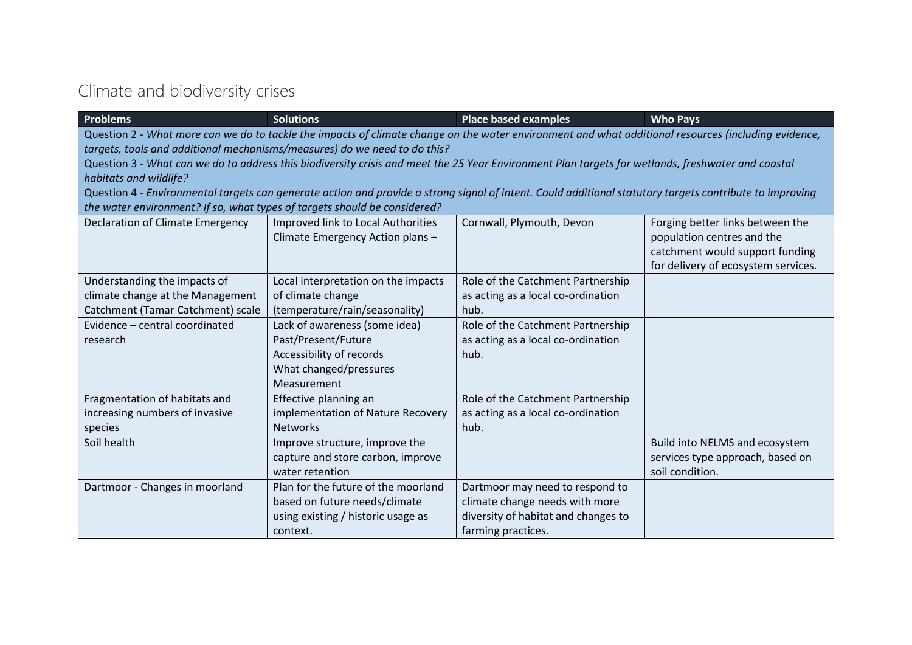# Climate and biodiversity crises

| Problems | Solutions | Place based examples | Who Pays |
|---|---|---|---|
| Question 2 - *What more can we do to tackle the impacts of climate change on the water environment and what additional resources (including evidence, targets, tools and additional mechanisms/measures) do we need to do this?* Question 3 - *What can we do to address this biodiversity crisis and meet the 25 Year Environment Plan targets for wetlands, freshwater and coastal habitats and wildlife?* Question 4 - *Environmental targets can generate action and provide a strong signal of intent. Could additional statutory targets contribute to improving the water environment? If so, what types of targets should be considered?* | | | |
| Declaration of Climate Emergency | Improved link to Local Authorities Climate Emergency Action plans – | Cornwall, Plymouth, Devon | Forging better links between the population centres and the catchment would support funding for delivery of ecosystem services. |
| Understanding the impacts of climate change at the Management Catchment (Tamar Catchment) scale | Local interpretation on the impacts of climate change (temperature/rain/seasonality) | Role of the Catchment Partnership as acting as a local co-ordination hub. | |
| Evidence – central coordinated research | Lack of awareness (some idea) Past/Present/Future Accessibility of records What changed/pressures Measurement | Role of the Catchment Partnership as acting as a local co-ordination hub. | |
| Fragmentation of habitats and increasing numbers of invasive species | Effective planning an implementation of Nature Recovery Networks | Role of the Catchment Partnership as acting as a local co-ordination hub. | |
| Soil health | Improve structure, improve the capture and store carbon, improve water retention | | Build into NELMS and ecosystem services type approach, based on soil condition. |
| Dartmoor - Changes in moorland | Plan for the future of the moorland based on future needs/climate using existing / historic usage as context. | Dartmoor may need to respond to climate change needs with more diversity of habitat and changes to farming practices. | |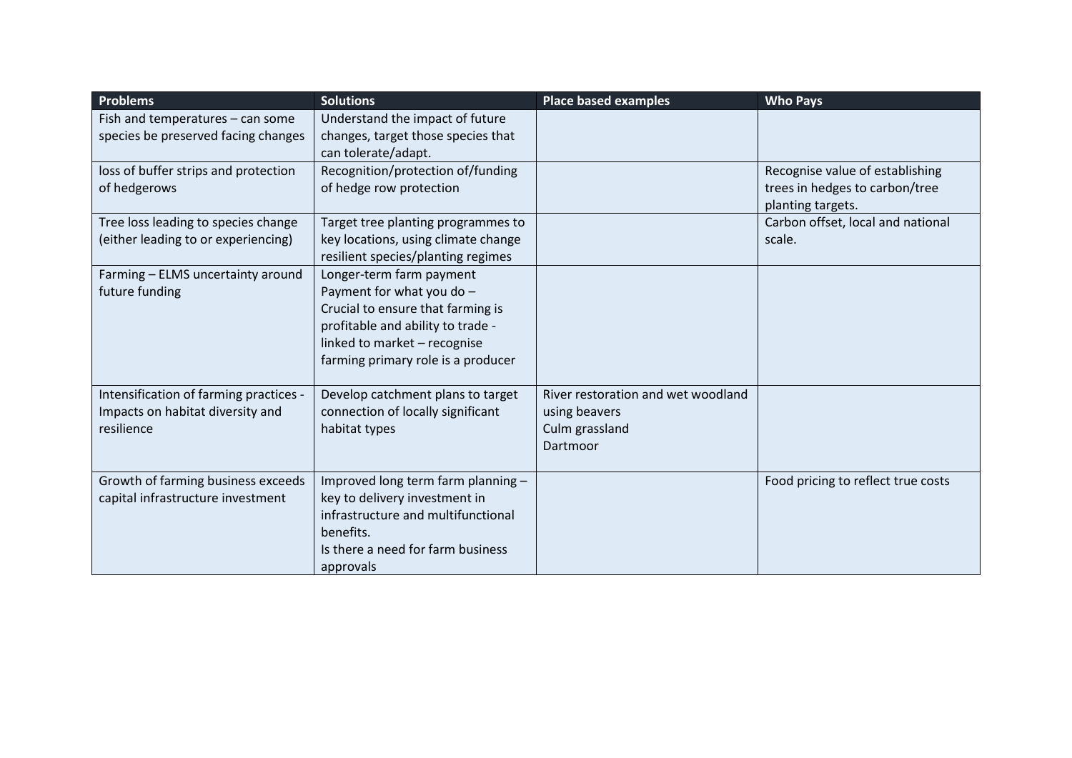| Problems | Solutions | Place based examples | Who Pays |
|---|---|---|---|
| Fish and temperatures – can some species be preserved facing changes | Understand the impact of future changes, target those species that can tolerate/adapt. | | |
| loss of buffer strips and protection of hedgerows | Recognition/protection of/funding of hedge row protection | | Recognise value of establishing trees in hedges to carbon/tree planting targets. |
| Tree loss leading to species change (either leading to or experiencing) | Target tree planting programmes to key locations, using climate change resilient species/planting regimes | | Carbon offset, local and national scale. |
| Farming – ELMS uncertainty around future funding | Longer-term farm payment<br>Payment for what you do –<br>Crucial to ensure that farming is profitable and ability to trade - linked to market – recognise farming primary role is a producer | | |
| Intensification of farming practices - Impacts on habitat diversity and resilience | Develop catchment plans to target connection of locally significant habitat types | River restoration and wet woodland using beavers<br>Culm grassland<br>Dartmoor | |
| Growth of farming business exceeds capital infrastructure investment | Improved long term farm planning – key to delivery investment in infrastructure and multifunctional benefits.<br>Is there a need for farm business approvals | | Food pricing to reflect true costs |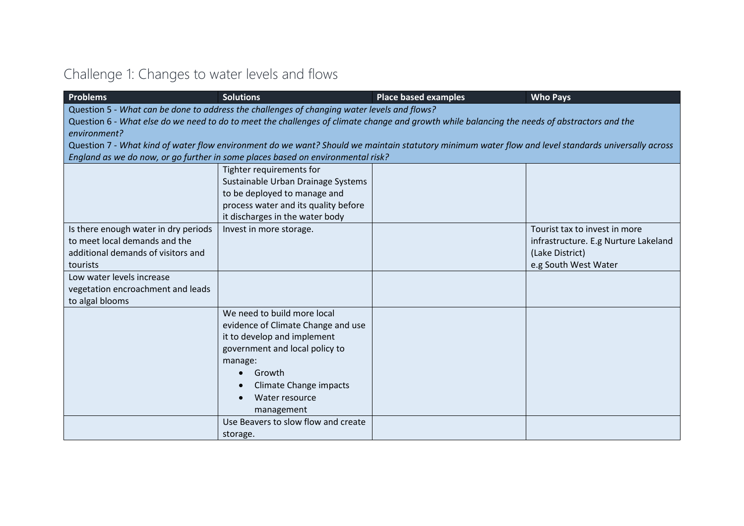## Challenge 1: Changes to water levels and flows

| Problems | Solutions | Place based examples | Who Pays |
|---|---|---|---|
| Question 5 - *What can be done to address the challenges of changing water levels and flows?*<br>Question 6 - *What else do we need to do to meet the challenges of climate change and growth while balancing the needs of abstractors and the environment?*<br>Question 7 - *What kind of water flow environment do we want? Should we maintain statutory minimum water flow and level standards universally across England as we do now, or go further in some places based on environmental risk?* | | | |
| | Tighter requirements for Sustainable Urban Drainage Systems to be deployed to manage and process water and its quality before it discharges in the water body | | |
| Is there enough water in dry periods to meet local demands and the additional demands of visitors and tourists | Invest in more storage. | | Tourist tax to invest in more infrastructure. E.g Nurture Lakeland (Lake District)<br>e.g South West Water |
| Low water levels increase vegetation encroachment and leads to algal blooms | | | |
| | We need to build more local evidence of Climate Change and use it to develop and implement government and local policy to manage:<br>• Growth<br>• Climate Change impacts<br>• Water resource management | | |
| | Use Beavers to slow flow and create storage. | | |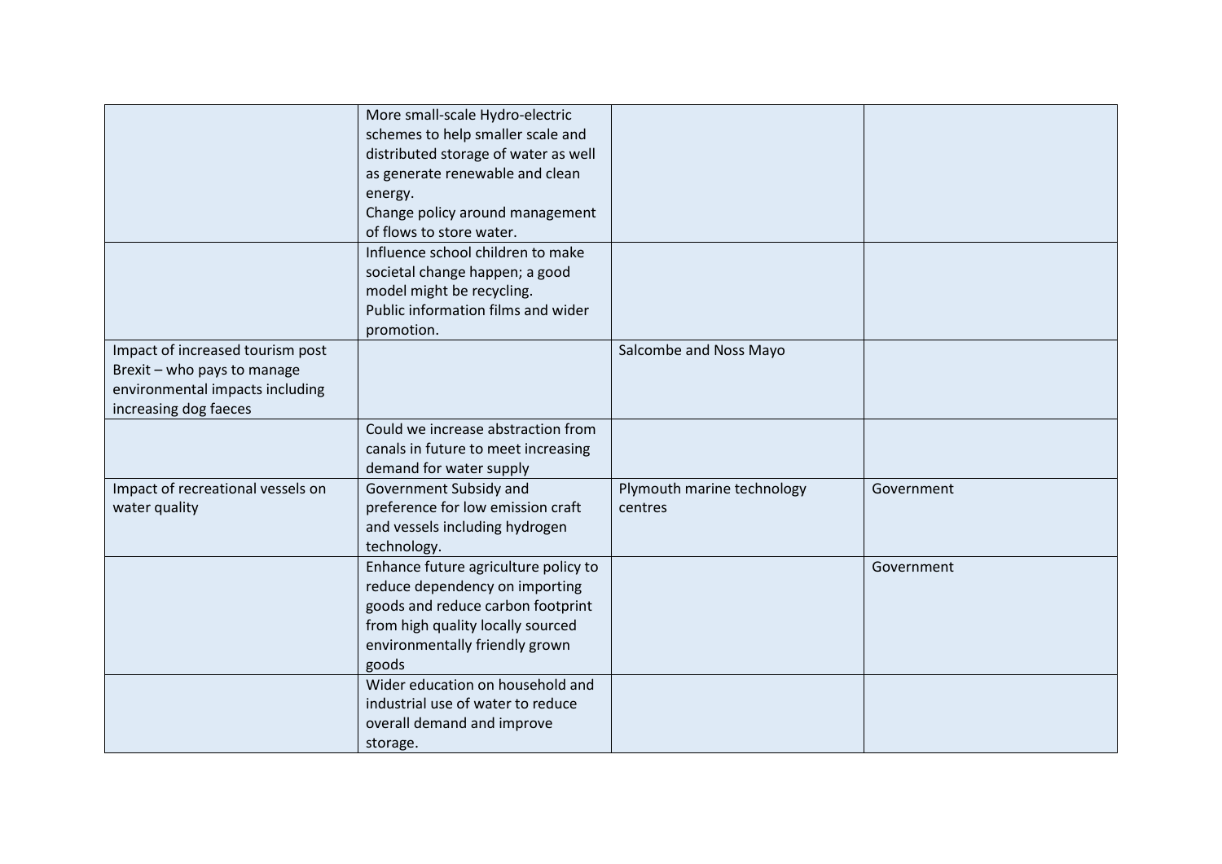| | | | |
|---|---|---|---|
| | More small-scale Hydro-electric schemes to help smaller scale and distributed storage of water as well as generate renewable and clean energy.<br>Change policy around management of flows to store water. | | |
| | Influence school children to make societal change happen; a good model might be recycling.<br>Public information films and wider promotion. | | |
| Impact of increased tourism post Brexit – who pays to manage environmental impacts including increasing dog faeces | | Salcombe and Noss Mayo | |
| | Could we increase abstraction from canals in future to meet increasing demand for water supply | | |
| Impact of recreational vessels on water quality | Government Subsidy and preference for low emission craft and vessels including hydrogen technology. | Plymouth marine technology centres | Government |
| | Enhance future agriculture policy to reduce dependency on importing goods and reduce carbon footprint from high quality locally sourced environmentally friendly grown goods | | Government |
| | Wider education on household and industrial use of water to reduce overall demand and improve storage. | | |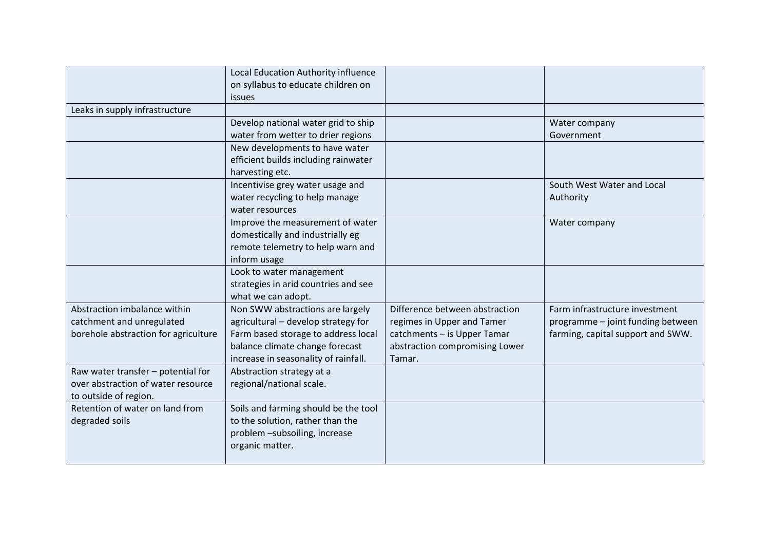| | | | |
|---|---|---|---|
| | Local Education Authority influence on syllabus to educate children on issues | | |
| Leaks in supply infrastructure | | | |
| | Develop national water grid to ship water from wetter to drier regions | | Water company<br>Government |
| | New developments to have water efficient builds including rainwater harvesting etc. | | |
| | Incentivise grey water usage and water recycling to help manage water resources | | South West Water and Local Authority |
| | Improve the measurement of water domestically and industrially eg remote telemetry to help warn and inform usage | | Water company |
| | Look to water management strategies in arid countries and see what we can adopt. | | |
| Abstraction imbalance within catchment and unregulated borehole abstraction for agriculture | Non SWW abstractions are largely agricultural – develop strategy for Farm based storage to address local balance climate change forecast increase in seasonality of rainfall. | Difference between abstraction regimes in Upper and Tamer catchments – is Upper Tamar abstraction compromising Lower Tamar. | Farm infrastructure investment programme – joint funding between farming, capital support and SWW. |
| Raw water transfer – potential for over abstraction of water resource to outside of region. | Abstraction strategy at a regional/national scale. | | |
| Retention of water on land from degraded soils | Soils and farming should be the tool to the solution, rather than the problem –subsoiling, increase organic matter. | | |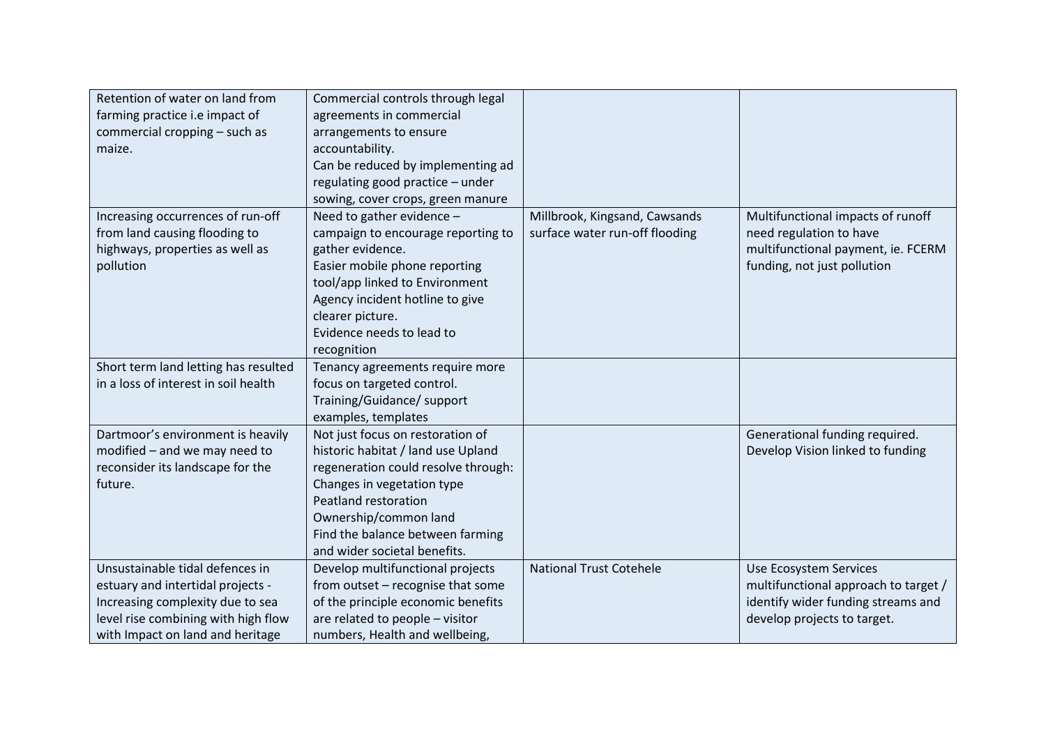| | | | |
|---|---|---|---|
| Retention of water on land from farming practice i.e impact of commercial cropping – such as maize. | Commercial controls through legal agreements in commercial arrangements to ensure accountability.<br>Can be reduced by implementing ad regulating good practice – under sowing, cover crops, green manure | | |
| Increasing occurrences of run-off from land causing flooding to highways, properties as well as pollution | Need to gather evidence – campaign to encourage reporting to gather evidence.<br>Easier mobile phone reporting tool/app linked to Environment Agency incident hotline to give clearer picture.<br>Evidence needs to lead to recognition | Millbrook, Kingsand, Cawsands surface water run-off flooding | Multifunctional impacts of runoff need regulation to have multifunctional payment, ie. FCERM funding, not just pollution |
| Short term land letting has resulted in a loss of interest in soil health | Tenancy agreements require more focus on targeted control.<br>Training/Guidance/ support examples, templates | | |
| Dartmoor's environment is heavily modified – and we may need to reconsider its landscape for the future. | Not just focus on restoration of historic habitat / land use Upland regeneration could resolve through:<br>Changes in vegetation type<br>Peatland restoration<br>Ownership/common land<br>Find the balance between farming and wider societal benefits. | | Generational funding required.<br>Develop Vision linked to funding |
| Unsustainable tidal defences in estuary and intertidal projects - Increasing complexity due to sea level rise combining with high flow with Impact on land and heritage | Develop multifunctional projects from outset – recognise that some of the principle economic benefits are related to people – visitor numbers, Health and wellbeing, | National Trust Cotehele | Use Ecosystem Services multifunctional approach to target / identify wider funding streams and develop projects to target. |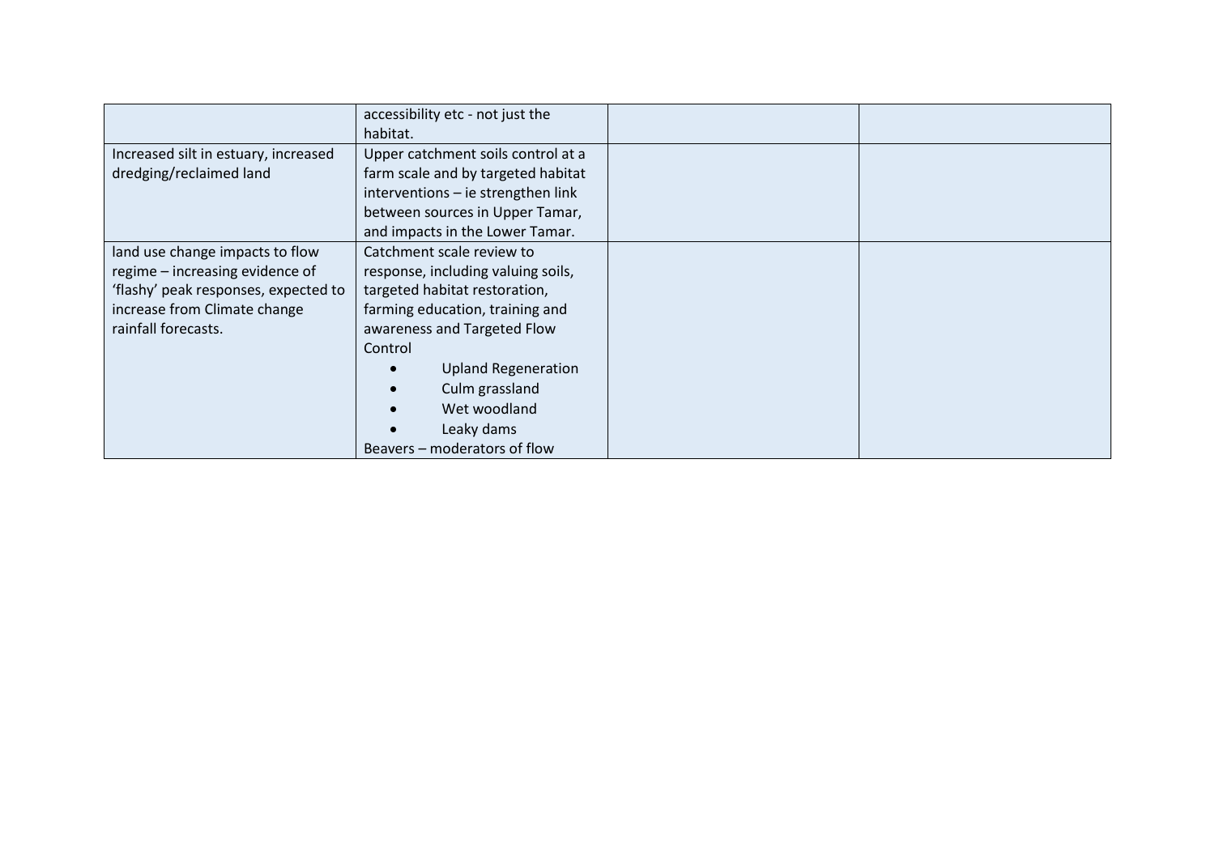| | | | |
|---|---|---|---|
| | accessibility etc - not just the habitat. | | |
| Increased silt in estuary, increased dredging/reclaimed land | Upper catchment soils control at a farm scale and by targeted habitat interventions – ie strengthen link between sources in Upper Tamar, and impacts in the Lower Tamar. | | |
| land use change impacts to flow regime – increasing evidence of 'flashy' peak responses, expected to increase from Climate change rainfall forecasts. | Catchment scale review to response, including valuing soils, targeted habitat restoration, farming education, training and awareness and Targeted Flow Control<br>• Upland Regeneration<br>• Culm grassland<br>• Wet woodland<br>• Leaky dams<br>Beavers – moderators of flow | | |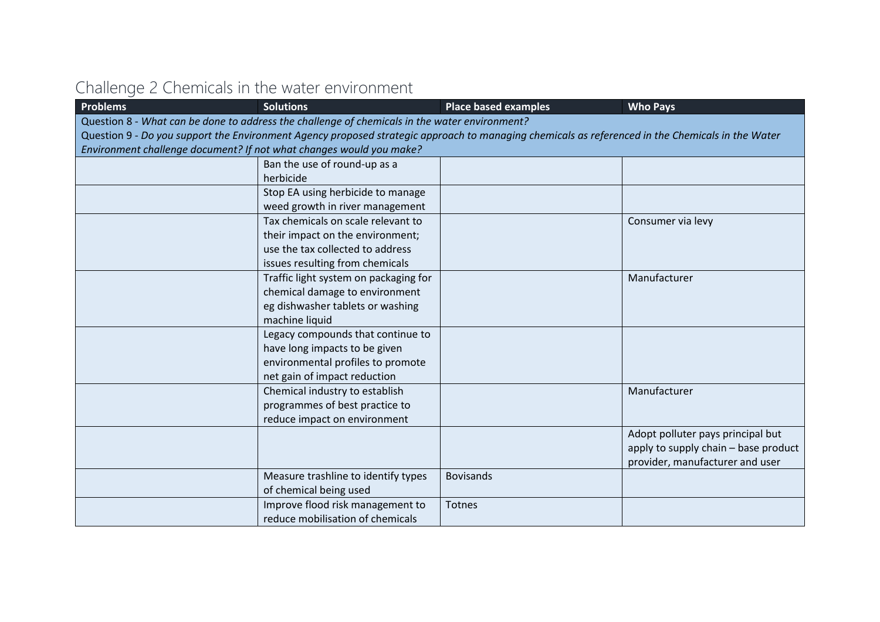## Challenge 2 Chemicals in the water environment

| Problems | Solutions | Place based examples | Who Pays |
|---|---|---|---|
| Question 8 - *What can be done to address the challenge of chemicals in the water environment?* Question 9 - *Do you support the Environment Agency proposed strategic approach to managing chemicals as referenced in the Chemicals in the Water Environment challenge document? If not what changes would you make?* | | | |
| | Ban the use of round-up as a herbicide | | |
| | Stop EA using herbicide to manage weed growth in river management | | |
| | Tax chemicals on scale relevant to their impact on the environment; use the tax collected to address issues resulting from chemicals | | Consumer via levy |
| | Traffic light system on packaging for chemical damage to environment eg dishwasher tablets or washing machine liquid | | Manufacturer |
| | Legacy compounds that continue to have long impacts to be given environmental profiles to promote net gain of impact reduction | | |
| | Chemical industry to establish programmes of best practice to reduce impact on environment | | Manufacturer |
| | | | Adopt polluter pays principal but apply to supply chain – base product provider, manufacturer and user |
| | Measure trashline to identify types of chemical being used | Bovisands | |
| | Improve flood risk management to reduce mobilisation of chemicals | Totnes | |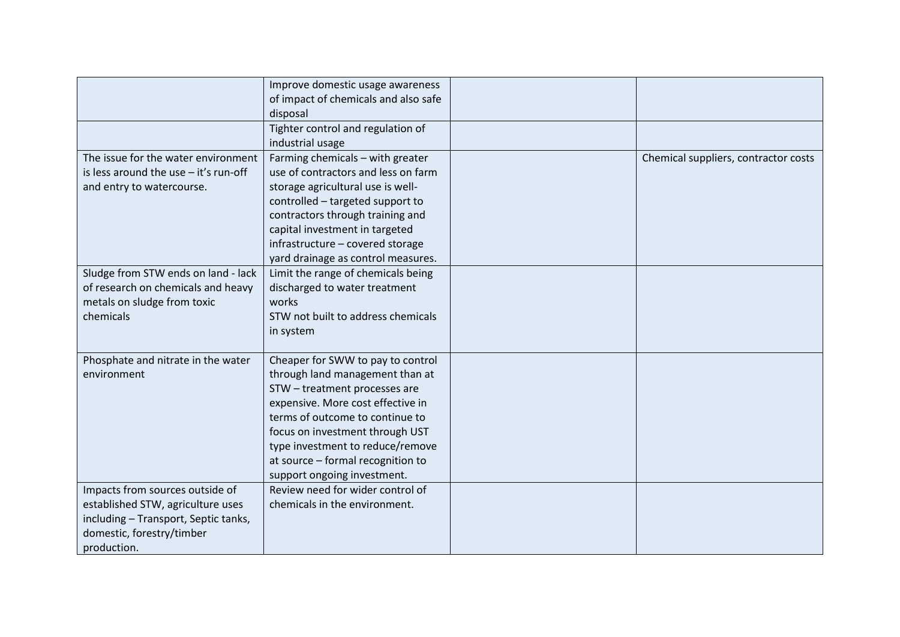| | | | |
|---|---|---|---|
| | Improve domestic usage awareness of impact of chemicals and also safe disposal | | |
| | Tighter control and regulation of industrial usage | | |
| The issue for the water environment is less around the use – it's run-off and entry to watercourse. | Farming chemicals – with greater use of contractors and less on farm storage agricultural use is well-controlled – targeted support to contractors through training and capital investment in targeted infrastructure – covered storage yard drainage as control measures. | | Chemical suppliers, contractor costs |
| Sludge from STW ends on land - lack of research on chemicals and heavy metals on sludge from toxic chemicals | Limit the range of chemicals being discharged to water treatment works<br>STW not built to address chemicals in system | | |
| Phosphate and nitrate in the water environment | Cheaper for SWW to pay to control through land management than at STW – treatment processes are expensive. More cost effective in terms of outcome to continue to focus on investment through UST type investment to reduce/remove at source – formal recognition to support ongoing investment. | | |
| Impacts from sources outside of established STW, agriculture uses including – Transport, Septic tanks, domestic, forestry/timber production. | Review need for wider control of chemicals in the environment. | | |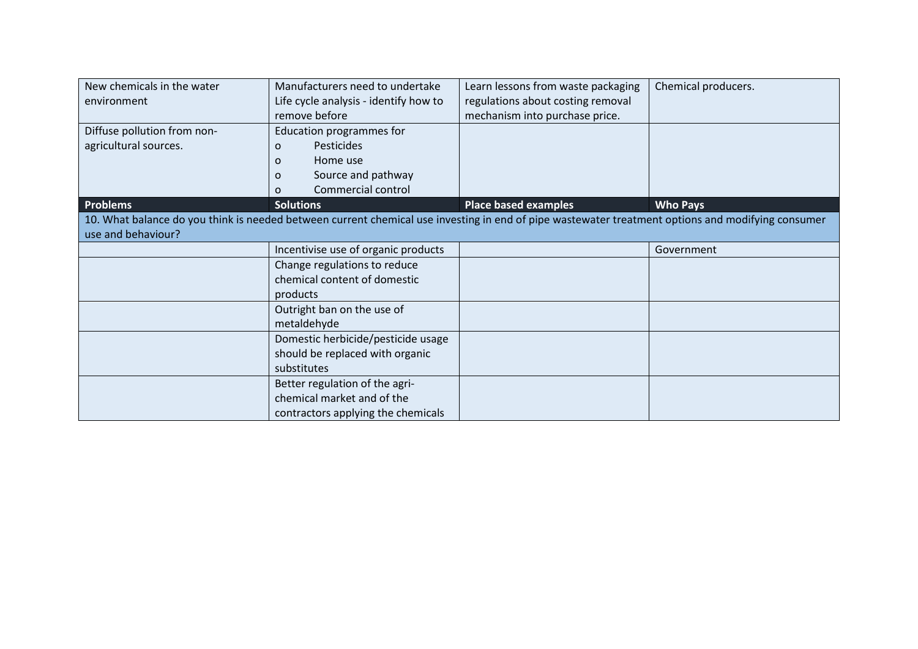| | | | |
|---|---|---|---|
| New chemicals in the water environment | Manufacturers need to undertake Life cycle analysis - identify how to remove before | Learn lessons from waste packaging regulations about costing removal mechanism into purchase price. | Chemical producers. |
| Diffuse pollution from non-agricultural sources. | Education programmes for<br>o Pesticides<br>o Home use<br>o Source and pathway<br>o Commercial control | | |

| **Problems** | **Solutions** | **Place based examples** | **Who Pays** |
|---|---|---|---|
| 10. What balance do you think is needed between current chemical use investing in end of pipe wastewater treatment options and modifying consumer use and behaviour? | | | |
| | Incentivise use of organic products | | Government |
| | Change regulations to reduce chemical content of domestic products | | |
| | Outright ban on the use of metaldehyde | | |
| | Domestic herbicide/pesticide usage should be replaced with organic substitutes | | |
| | Better regulation of the agri-chemical market and of the contractors applying the chemicals | | |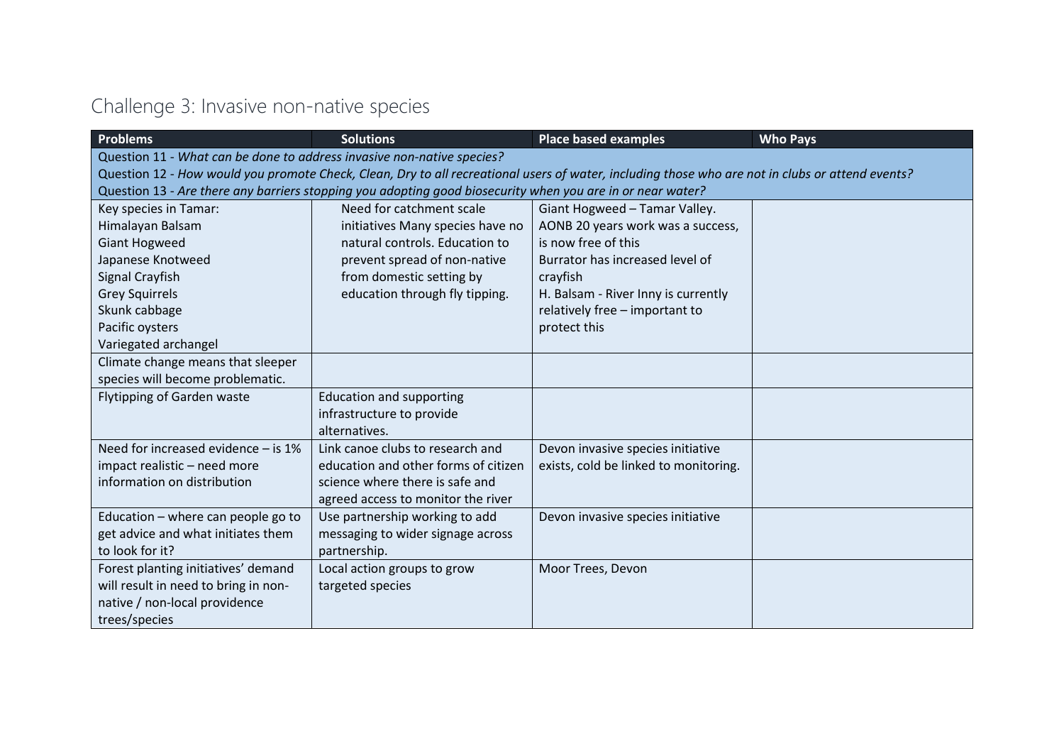## Challenge 3: Invasive non-native species

| Problems | Solutions | Place based examples | Who Pays |
|---|---|---|---|
| Question 11 - *What can be done to address invasive non-native species?*<br>Question 12 - *How would you promote Check, Clean, Dry to all recreational users of water, including those who are not in clubs or attend events?*<br>Question 13 - *Are there any barriers stopping you adopting good biosecurity when you are in or near water?* | | | |
| Key species in Tamar:<br>Himalayan Balsam<br>Giant Hogweed<br>Japanese Knotweed<br>Signal Crayfish<br>Grey Squirrels<br>Skunk cabbage<br>Pacific oysters<br>Variegated archangel | Need for catchment scale initiatives Many species have no natural controls. Education to prevent spread of non-native from domestic setting by education through fly tipping. | Giant Hogweed – Tamar Valley. AONB 20 years work was a success, is now free of this<br>Burrator has increased level of crayfish<br>H. Balsam - River Inny is currently relatively free – important to protect this | |
| Climate change means that sleeper species will become problematic. | | | |
| Flytipping of Garden waste | Education and supporting infrastructure to provide alternatives. | | |
| Need for increased evidence – is 1% impact realistic – need more information on distribution | Link canoe clubs to research and education and other forms of citizen science where there is safe and agreed access to monitor the river | Devon invasive species initiative exists, cold be linked to monitoring. | |
| Education – where can people go to get advice and what initiates them to look for it? | Use partnership working to add messaging to wider signage across partnership. | Devon invasive species initiative | |
| Forest planting initiatives' demand will result in need to bring in non-native / non-local providence trees/species | Local action groups to grow targeted species | Moor Trees, Devon | |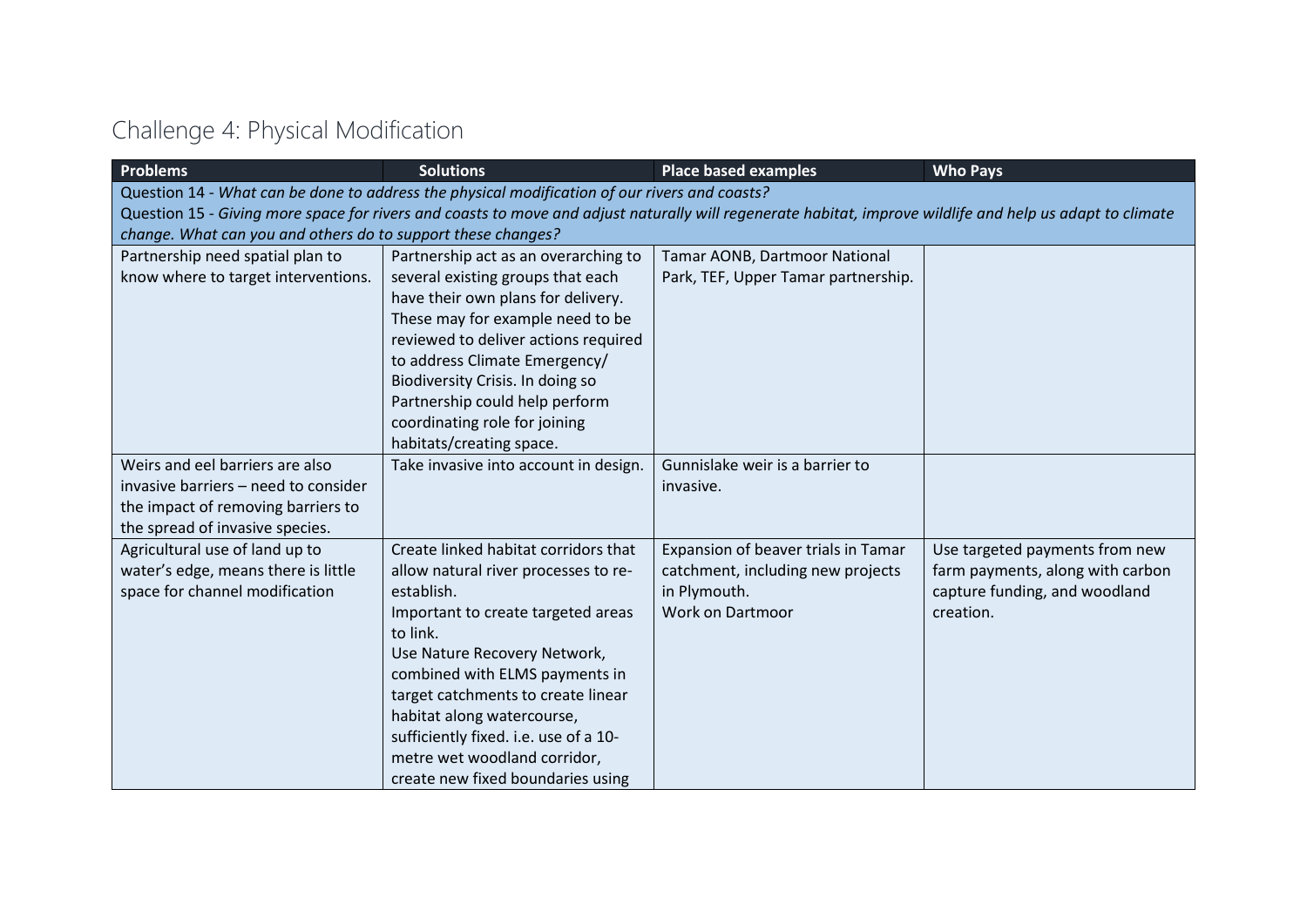## Challenge 4: Physical Modification

| Problems | Solutions | Place based examples | Who Pays |
|---|---|---|---|
| Question 14 - *What can be done to address the physical modification of our rivers and coasts?* Question 15 - *Giving more space for rivers and coasts to move and adjust naturally will regenerate habitat, improve wildlife and help us adapt to climate change. What can you and others do to support these changes?* | | | |
| Partnership need spatial plan to know where to target interventions. | Partnership act as an overarching to several existing groups that each have their own plans for delivery. These may for example need to be reviewed to deliver actions required to address Climate Emergency/ Biodiversity Crisis. In doing so Partnership could help perform coordinating role for joining habitats/creating space. | Tamar AONB, Dartmoor National Park, TEF, Upper Tamar partnership. | |
| Weirs and eel barriers are also invasive barriers – need to consider the impact of removing barriers to the spread of invasive species. | Take invasive into account in design. | Gunnislake weir is a barrier to invasive. | |
| Agricultural use of land up to water's edge, means there is little space for channel modification | Create linked habitat corridors that allow natural river processes to re-establish. Important to create targeted areas to link. Use Nature Recovery Network, combined with ELMS payments in target catchments to create linear habitat along watercourse, sufficiently fixed. i.e. use of a 10-metre wet woodland corridor, create new fixed boundaries using | Expansion of beaver trials in Tamar catchment, including new projects in Plymouth. Work on Dartmoor | Use targeted payments from new farm payments, along with carbon capture funding, and woodland creation. |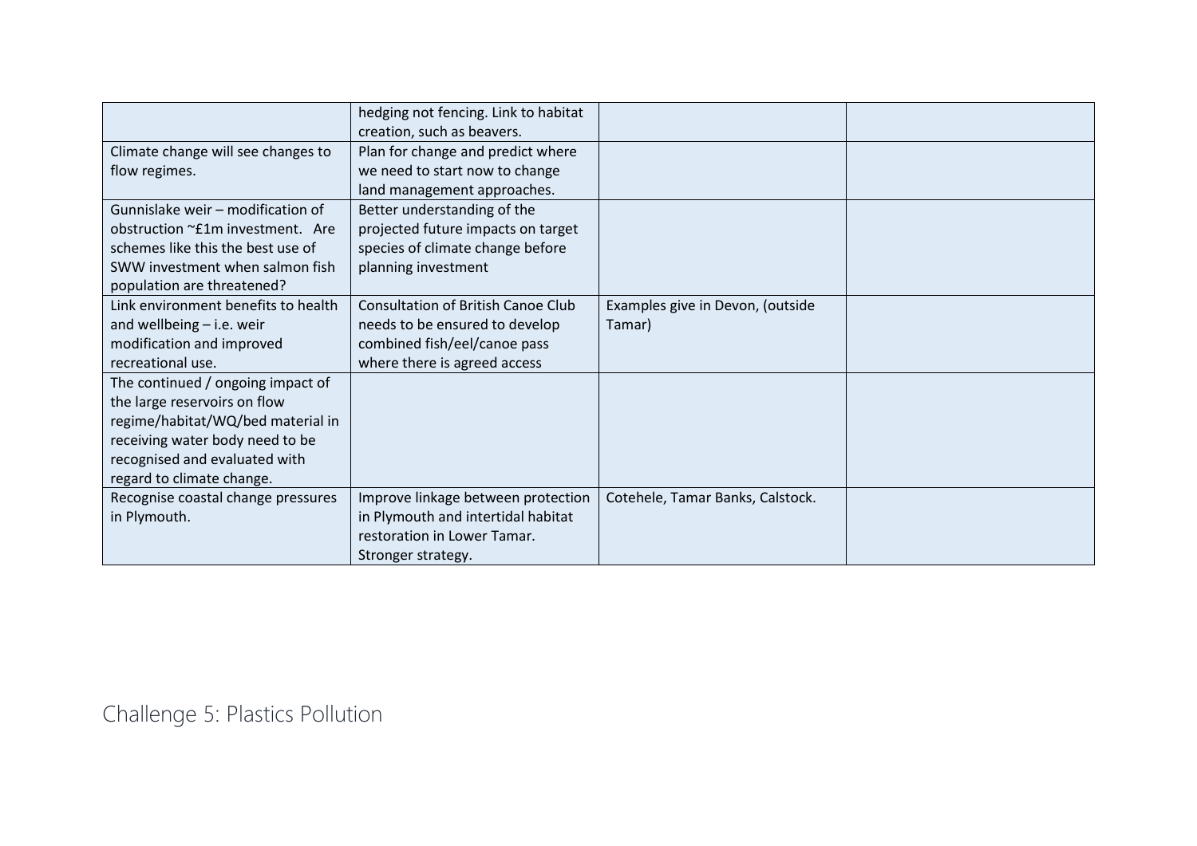| | | | |
|---|---|---|---|
| | hedging not fencing. Link to habitat creation, such as beavers. | | |
| Climate change will see changes to flow regimes. | Plan for change and predict where we need to start now to change land management approaches. | | |
| Gunnislake weir – modification of obstruction ~£1m investment. Are schemes like this the best use of SWW investment when salmon fish population are threatened? | Better understanding of the projected future impacts on target species of climate change before planning investment | | |
| Link environment benefits to health and wellbeing – i.e. weir modification and improved recreational use. | Consultation of British Canoe Club needs to be ensured to develop combined fish/eel/canoe pass where there is agreed access | Examples give in Devon, (outside Tamar) | |
| The continued / ongoing impact of the large reservoirs on flow regime/habitat/WQ/bed material in receiving water body need to be recognised and evaluated with regard to climate change. | | | |
| Recognise coastal change pressures in Plymouth. | Improve linkage between protection in Plymouth and intertidal habitat restoration in Lower Tamar. Stronger strategy. | Cotehele, Tamar Banks, Calstock. | |

## Challenge 5: Plastics Pollution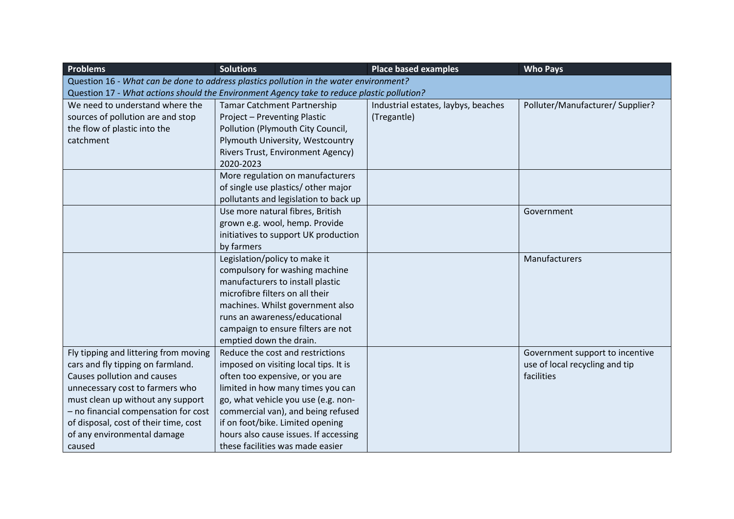| Problems | Solutions | Place based examples | Who Pays |
|---|---|---|---|
| Question 16 - *What can be done to address plastics pollution in the water environment?* Question 17 - *What actions should the Environment Agency take to reduce plastic pollution?* | | | |
| We need to understand where the sources of pollution are and stop the flow of plastic into the catchment | Tamar Catchment Partnership Project – Preventing Plastic Pollution (Plymouth City Council, Plymouth University, Westcountry Rivers Trust, Environment Agency) 2020-2023 | Industrial estates, laybys, beaches (Tregantle) | Polluter/Manufacturer/ Supplier? |
| | More regulation on manufacturers of single use plastics/ other major pollutants and legislation to back up | | |
| | Use more natural fibres, British grown e.g. wool, hemp. Provide initiatives to support UK production by farmers | | Government |
| | Legislation/policy to make it compulsory for washing machine manufacturers to install plastic microfibre filters on all their machines. Whilst government also runs an awareness/educational campaign to ensure filters are not emptied down the drain. | | Manufacturers |
| Fly tipping and littering from moving cars and fly tipping on farmland. Causes pollution and causes unnecessary cost to farmers who must clean up without any support – no financial compensation for cost of disposal, cost of their time, cost of any environmental damage caused | Reduce the cost and restrictions imposed on visiting local tips. It is often too expensive, or you are limited in how many times you can go, what vehicle you use (e.g. non-commercial van), and being refused if on foot/bike. Limited opening hours also cause issues. If accessing these facilities was made easier | | Government support to incentive use of local recycling and tip facilities |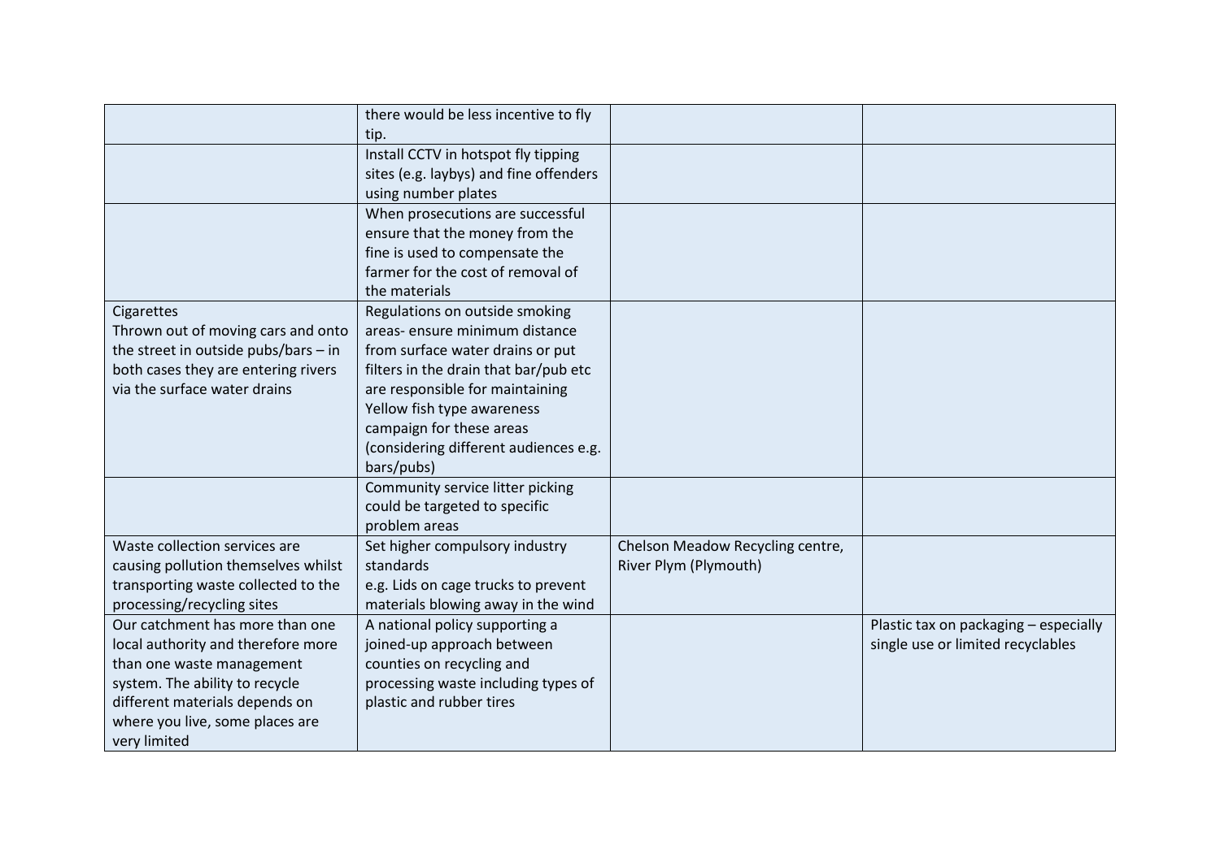| | | | |
|---|---|---|---|
| | there would be less incentive to fly tip. | | |
| | Install CCTV in hotspot fly tipping sites (e.g. laybys) and fine offenders using number plates | | |
| | When prosecutions are successful ensure that the money from the fine is used to compensate the farmer for the cost of removal of the materials | | |
| Cigarettes<br>Thrown out of moving cars and onto the street in outside pubs/bars – in both cases they are entering rivers via the surface water drains | Regulations on outside smoking areas- ensure minimum distance from surface water drains or put filters in the drain that bar/pub etc are responsible for maintaining<br>Yellow fish type awareness campaign for these areas (considering different audiences e.g. bars/pubs) | | |
| | Community service litter picking could be targeted to specific problem areas | | |
| Waste collection services are causing pollution themselves whilst transporting waste collected to the processing/recycling sites | Set higher compulsory industry standards<br>e.g. Lids on cage trucks to prevent materials blowing away in the wind | Chelson Meadow Recycling centre, River Plym (Plymouth) | |
| Our catchment has more than one local authority and therefore more than one waste management system. The ability to recycle different materials depends on where you live, some places are very limited | A national policy supporting a joined-up approach between counties on recycling and processing waste including types of plastic and rubber tires | | Plastic tax on packaging – especially single use or limited recyclables |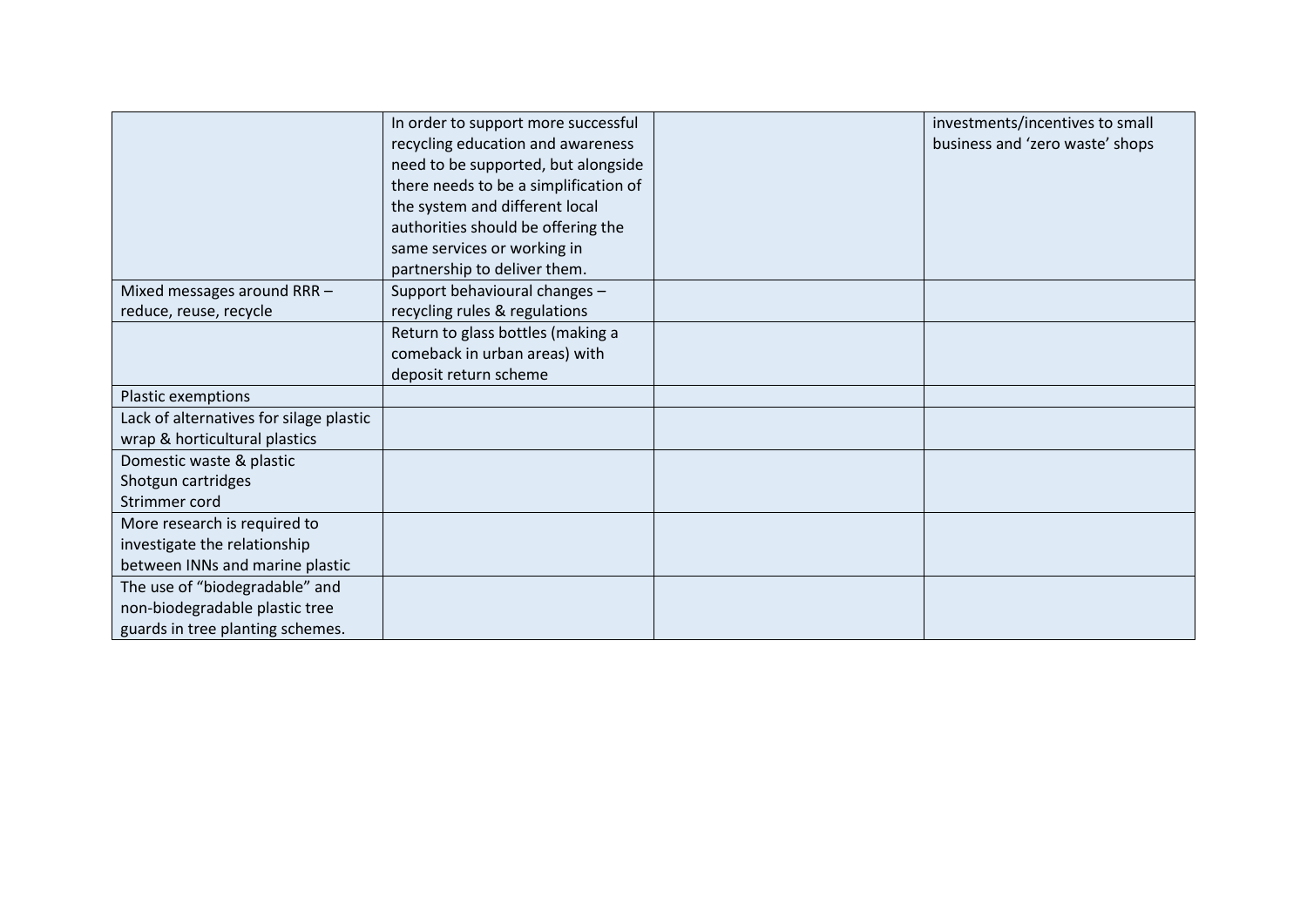| | | | |
|---|---|---|---|
| | In order to support more successful recycling education and awareness need to be supported, but alongside there needs to be a simplification of the system and different local authorities should be offering the same services or working in partnership to deliver them. | | investments/incentives to small business and 'zero waste' shops |
| Mixed messages around RRR – reduce, reuse, recycle | Support behavioural changes – recycling rules & regulations | | |
| | Return to glass bottles (making a comeback in urban areas) with deposit return scheme | | |
| Plastic exemptions | | | |
| Lack of alternatives for silage plastic wrap & horticultural plastics | | | |
| Domestic waste & plastic<br>Shotgun cartridges<br>Strimmer cord | | | |
| More research is required to investigate the relationship between INNs and marine plastic | | | |
| The use of "biodegradable" and non-biodegradable plastic tree guards in tree planting schemes. | | | |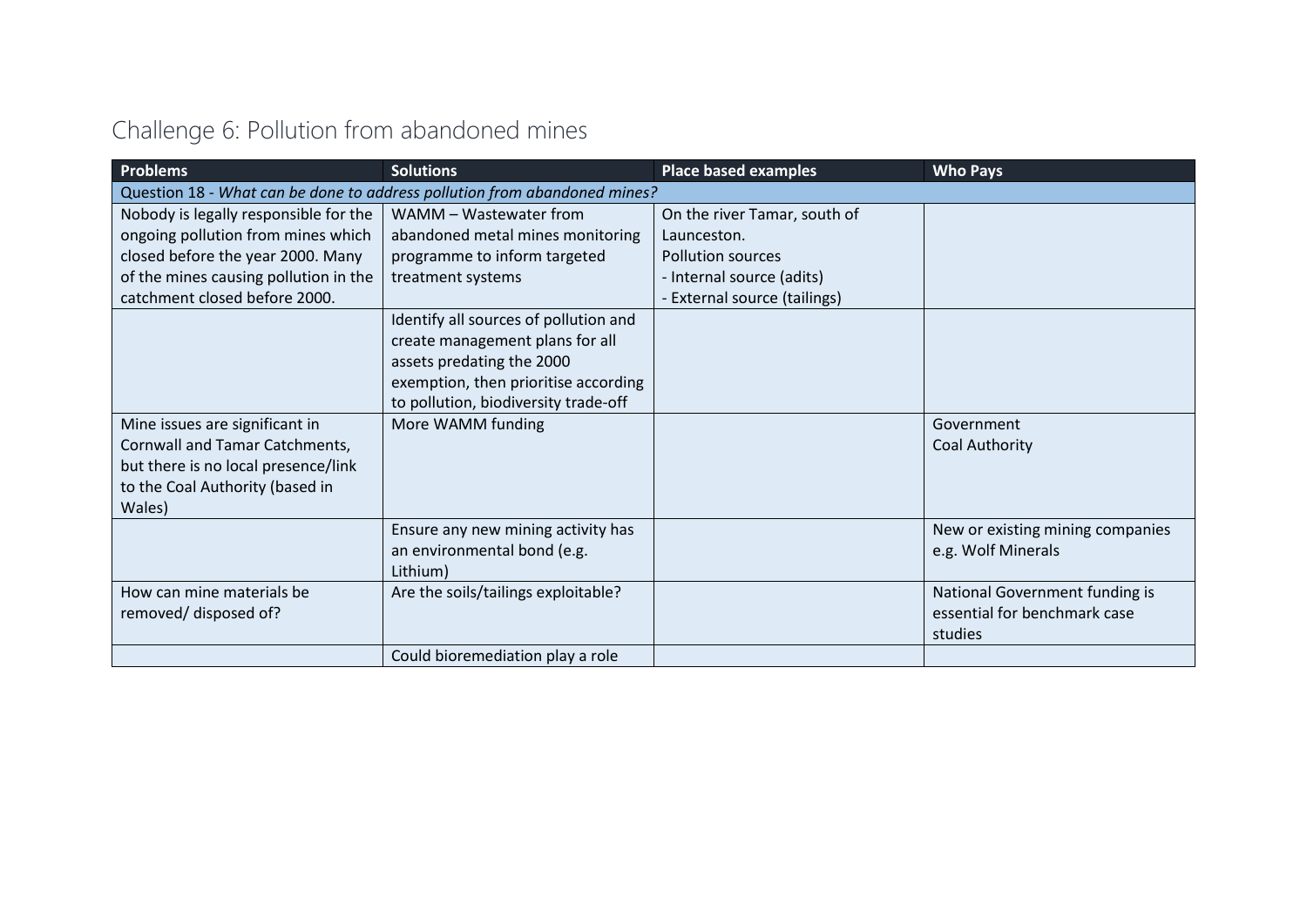# Challenge 6: Pollution from abandoned mines

| Problems | Solutions | Place based examples | Who Pays |
|---|---|---|---|
| Question 18 - *What can be done to address pollution from abandoned mines?* | | | |
| Nobody is legally responsible for the ongoing pollution from mines which closed before the year 2000. Many of the mines causing pollution in the catchment closed before 2000. | WAMM – Wastewater from abandoned metal mines monitoring programme to inform targeted treatment systems | On the river Tamar, south of Launceston.<br>Pollution sources<br>- Internal source (adits)<br>- External source (tailings) | |
| | Identify all sources of pollution and create management plans for all assets predating the 2000 exemption, then prioritise according to pollution, biodiversity trade-off | | |
| Mine issues are significant in Cornwall and Tamar Catchments, but there is no local presence/link to the Coal Authority (based in Wales) | More WAMM funding | | Government<br>Coal Authority |
| | Ensure any new mining activity has an environmental bond (e.g. Lithium) | | New or existing mining companies e.g. Wolf Minerals |
| How can mine materials be removed/ disposed of? | Are the soils/tailings exploitable? | | National Government funding is essential for benchmark case studies |
| | Could bioremediation play a role | | |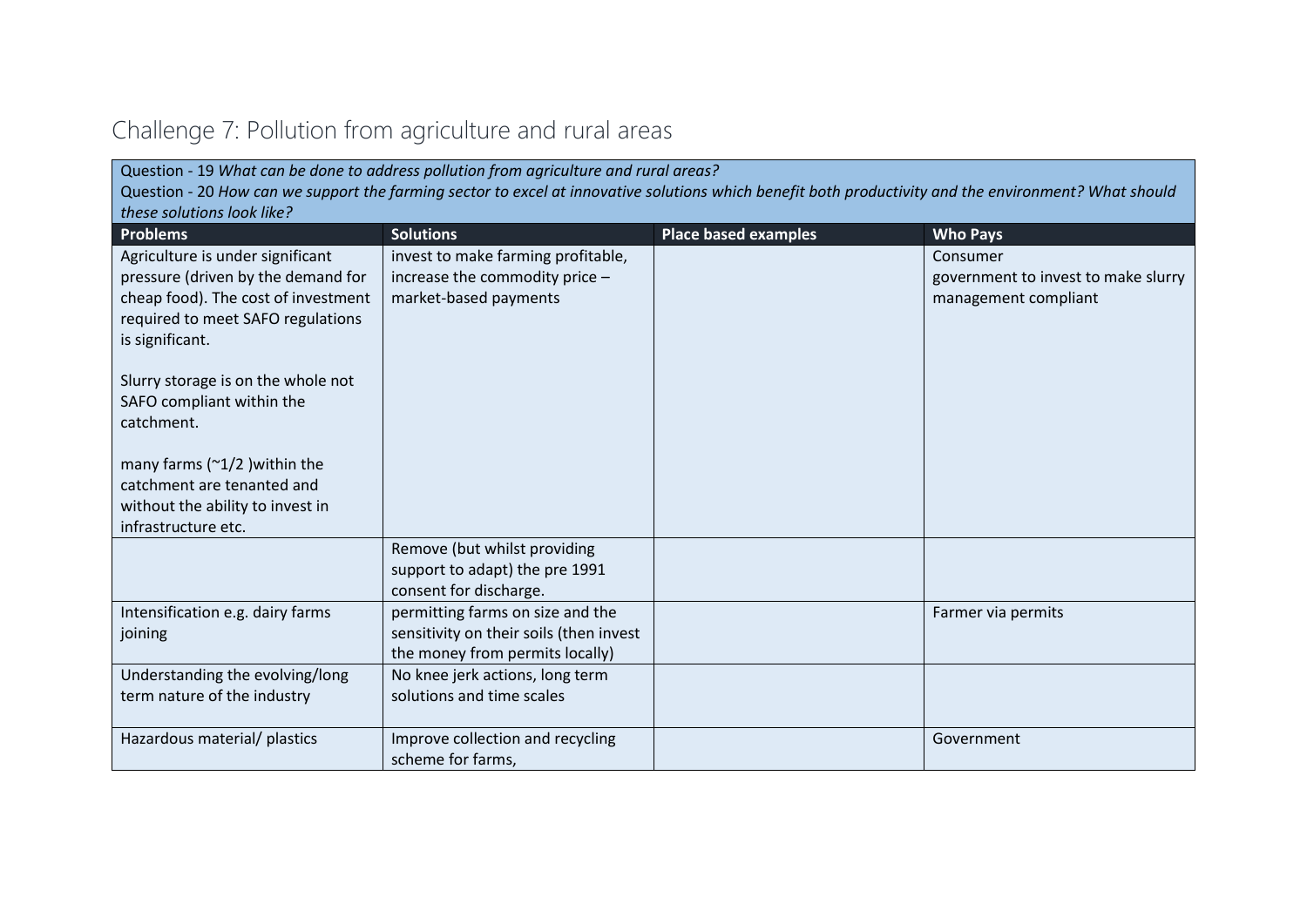# Challenge 7: Pollution from agriculture and rural areas

Question - 19 *What can be done to address pollution from agriculture and rural areas?*

Question - 20 *How can we support the farming sector to excel at innovative solutions which benefit both productivity and the environment? What should these solutions look like?*

| Problems | Solutions | Place based examples | Who Pays |
|---|---|---|---|
| Agriculture is under significant pressure (driven by the demand for cheap food). The cost of investment required to meet SAFO regulations is significant.<br><br>Slurry storage is on the whole not SAFO compliant within the catchment.<br><br>many farms (~1/2 )within the catchment are tenanted and without the ability to invest in infrastructure etc. | invest to make farming profitable, increase the commodity price – market-based payments | | Consumer<br>government to invest to make slurry management compliant |
| | Remove (but whilst providing support to adapt) the pre 1991 consent for discharge. | | |
| Intensification e.g. dairy farms joining | permitting farms on size and the sensitivity on their soils (then invest the money from permits locally) | | Farmer via permits |
| Understanding the evolving/long term nature of the industry | No knee jerk actions, long term solutions and time scales | | |
| Hazardous material/ plastics | Improve collection and recycling scheme for farms, | | Government |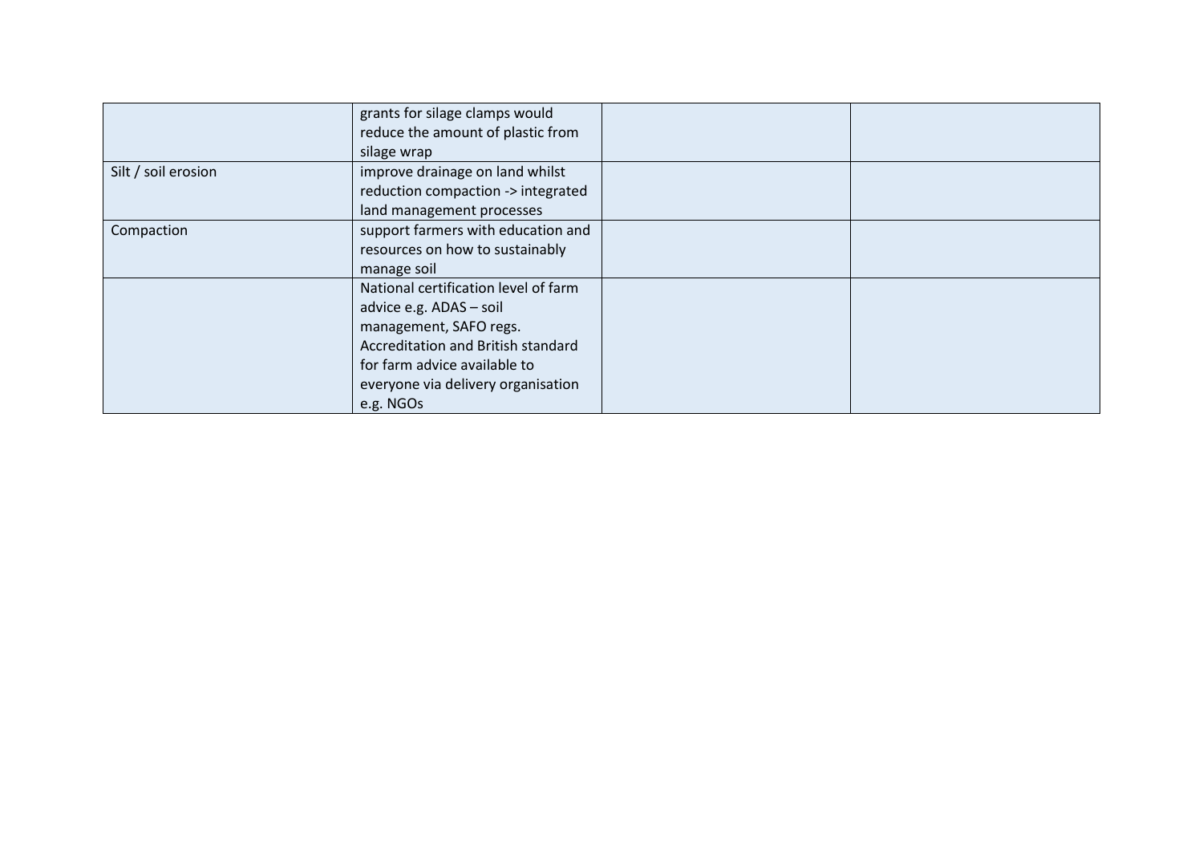| | | | |
|---|---|---|---|
| | grants for silage clamps would reduce the amount of plastic from silage wrap | | |
| Silt / soil erosion | improve drainage on land whilst reduction compaction -> integrated land management processes | | |
| Compaction | support farmers with education and resources on how to sustainably manage soil | | |
| | National certification level of farm advice e.g. ADAS – soil management, SAFO regs. Accreditation and British standard for farm advice available to everyone via delivery organisation e.g. NGOs | | |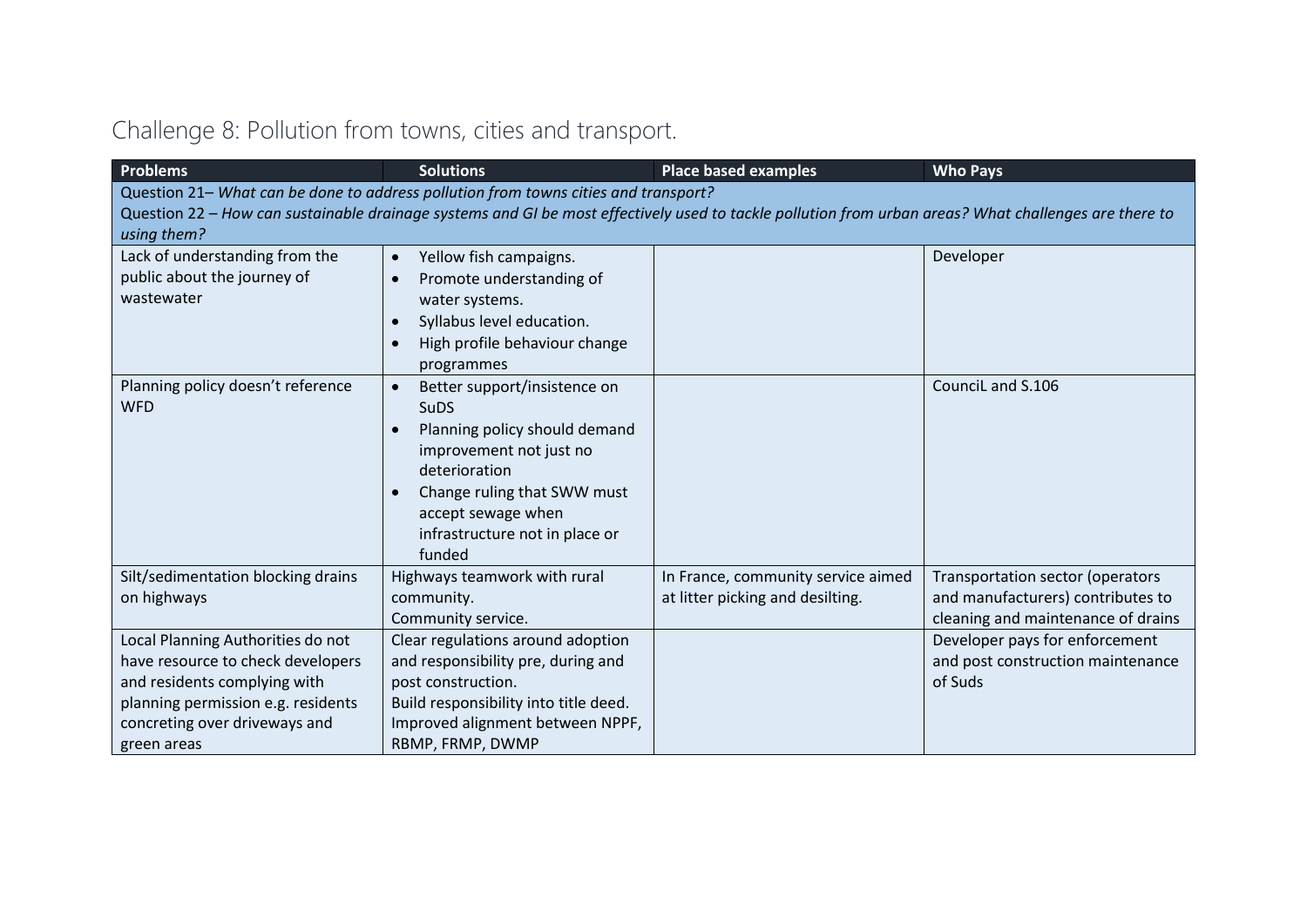## Challenge 8: Pollution from towns, cities and transport.

| Problems | Solutions | Place based examples | Who Pays |
|---|---|---|---|
| Question 21– *What can be done to address pollution from towns cities and transport?*<br>Question 22 – *How can sustainable drainage systems and GI be most effectively used to tackle pollution from urban areas? What challenges are there to using them?* | | | |
| Lack of understanding from the public about the journey of wastewater | • Yellow fish campaigns.<br>• Promote understanding of water systems.<br>• Syllabus level education.<br>• High profile behaviour change programmes | | Developer |
| Planning policy doesn't reference WFD | • Better support/insistence on SuDS<br>• Planning policy should demand improvement not just no deterioration<br>• Change ruling that SWW must accept sewage when infrastructure not in place or funded | | CounciL and S.106 |
| Silt/sedimentation blocking drains on highways | Highways teamwork with rural community.<br>Community service. | In France, community service aimed at litter picking and desilting. | Transportation sector (operators and manufacturers) contributes to cleaning and maintenance of drains |
| Local Planning Authorities do not have resource to check developers and residents complying with planning permission e.g. residents concreting over driveways and green areas | Clear regulations around adoption and responsibility pre, during and post construction.<br>Build responsibility into title deed.<br>Improved alignment between NPPF, RBMP, FRMP, DWMP | | Developer pays for enforcement and post construction maintenance of Suds |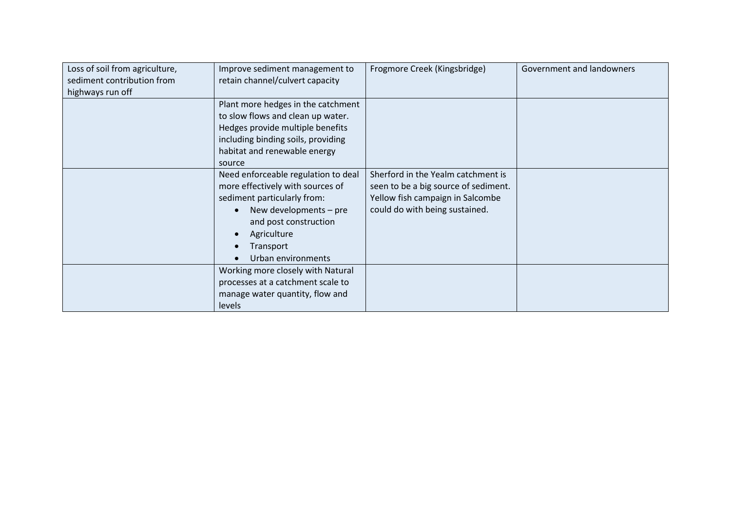| | | | |
|---|---|---|---|
| Loss of soil from agriculture, sediment contribution from highways run off | Improve sediment management to retain channel/culvert capacity | Frogmore Creek (Kingsbridge) | Government and landowners |
| | Plant more hedges in the catchment to slow flows and clean up water. Hedges provide multiple benefits including binding soils, providing habitat and renewable energy source | | |
| | Need enforceable regulation to deal more effectively with sources of sediment particularly from:<br>• New developments – pre and post construction<br>• Agriculture<br>• Transport<br>• Urban environments | Sherford in the Yealm catchment is seen to be a big source of sediment. Yellow fish campaign in Salcombe could do with being sustained. | |
| | Working more closely with Natural processes at a catchment scale to manage water quantity, flow and levels | | |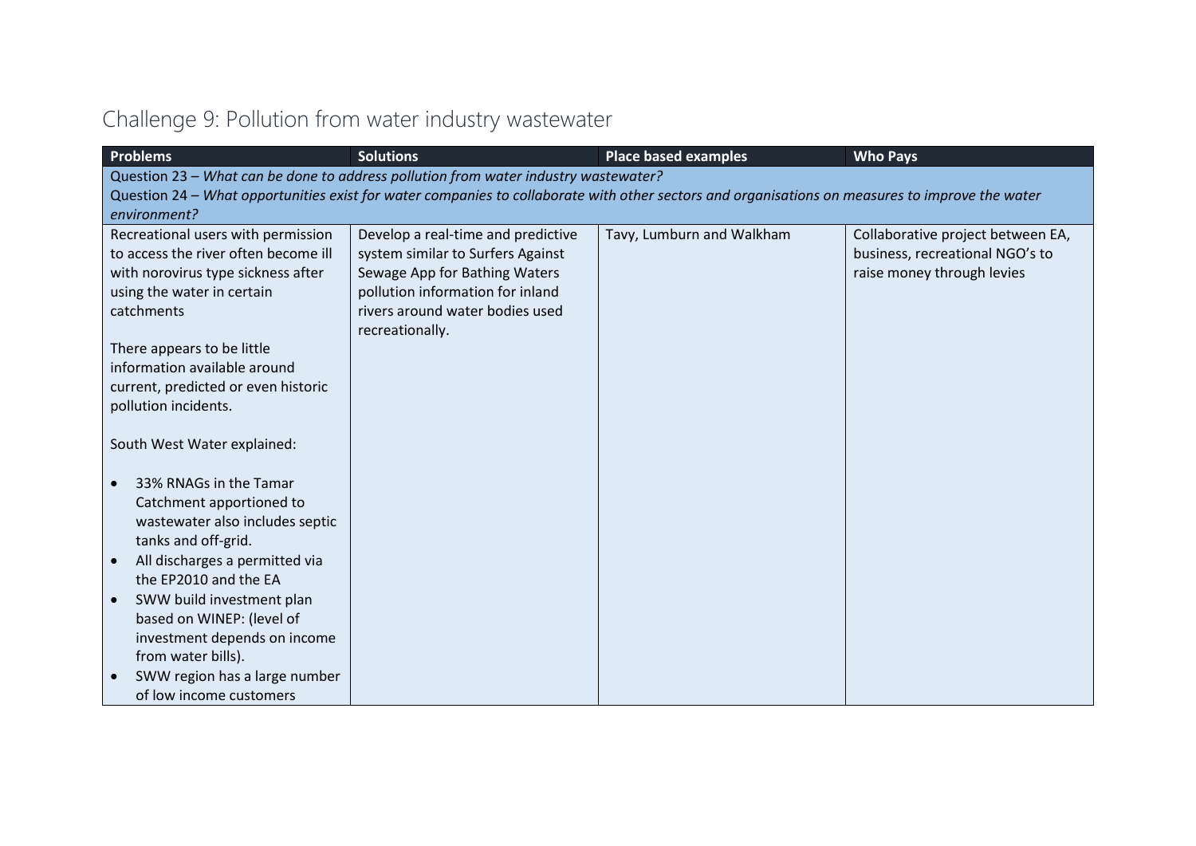## Challenge 9: Pollution from water industry wastewater

| Problems | Solutions | Place based examples | Who Pays |
|---|---|---|---|
| Question 23 – *What can be done to address pollution from water industry wastewater?*<br>Question 24 – *What opportunities exist for water companies to collaborate with other sectors and organisations on measures to improve the water environment?* | | | |
| Recreational users with permission to access the river often become ill with norovirus type sickness after using the water in certain catchments<br><br>There appears to be little information available around current, predicted or even historic pollution incidents.<br><br>South West Water explained:<br><br>• 33% RNAGs in the Tamar Catchment apportioned to wastewater also includes septic tanks and off-grid.<br>• All discharges a permitted via the EP2010 and the EA<br>• SWW build investment plan based on WINEP: (level of investment depends on income from water bills).<br>• SWW region has a large number of low income customers | Develop a real-time and predictive system similar to Surfers Against Sewage App for Bathing Waters pollution information for inland rivers around water bodies used recreationally. | Tavy, Lumburn and Walkham | Collaborative project between EA, business, recreational NGO's to raise money through levies |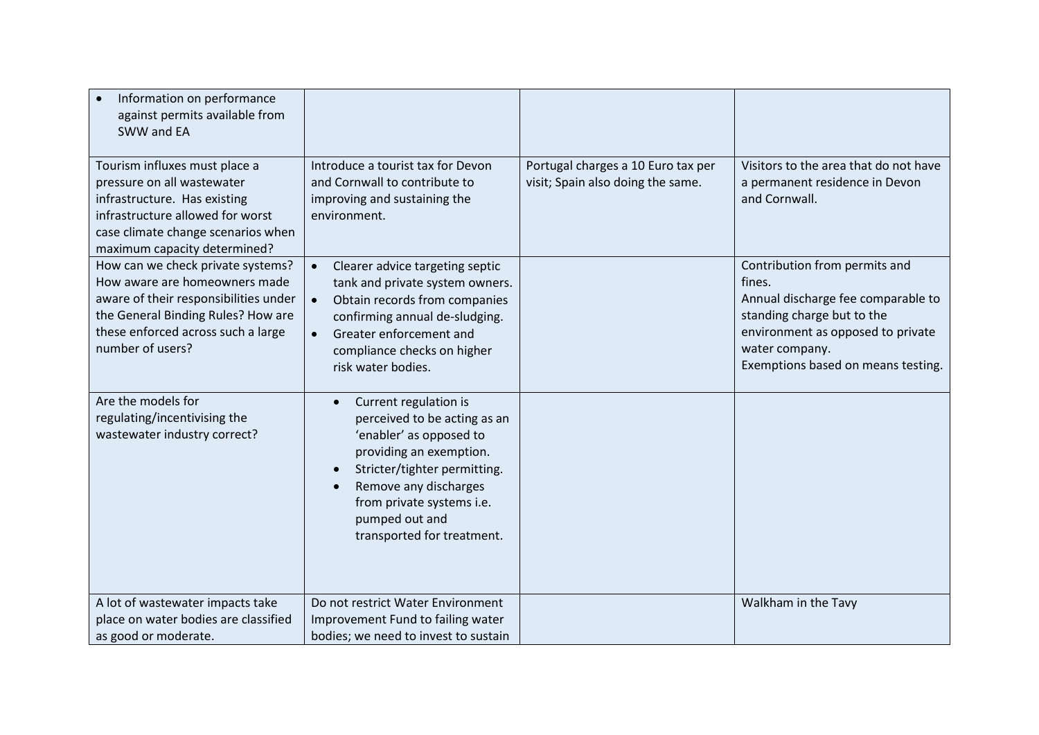| | | | |
|---|---|---|---|
| • Information on performance against permits available from SWW and EA | | | |
| Tourism influxes must place a pressure on all wastewater infrastructure. Has existing infrastructure allowed for worst case climate change scenarios when maximum capacity determined? | Introduce a tourist tax for Devon and Cornwall to contribute to improving and sustaining the environment. | Portugal charges a 10 Euro tax per visit; Spain also doing the same. | Visitors to the area that do not have a permanent residence in Devon and Cornwall. |
| How can we check private systems? How aware are homeowners made aware of their responsibilities under the General Binding Rules? How are these enforced across such a large number of users? | • Clearer advice targeting septic tank and private system owners.<br>• Obtain records from companies confirming annual de-sludging.<br>• Greater enforcement and compliance checks on higher risk water bodies. | | Contribution from permits and fines.<br>Annual discharge fee comparable to standing charge but to the environment as opposed to private water company.<br>Exemptions based on means testing. |
| Are the models for regulating/incentivising the wastewater industry correct? | • Current regulation is perceived to be acting as an 'enabler' as opposed to providing an exemption.<br>• Stricter/tighter permitting.<br>• Remove any discharges from private systems i.e. pumped out and transported for treatment. | | |
| A lot of wastewater impacts take place on water bodies are classified as good or moderate. | Do not restrict Water Environment Improvement Fund to failing water bodies; we need to invest to sustain | | Walkham in the Tavy |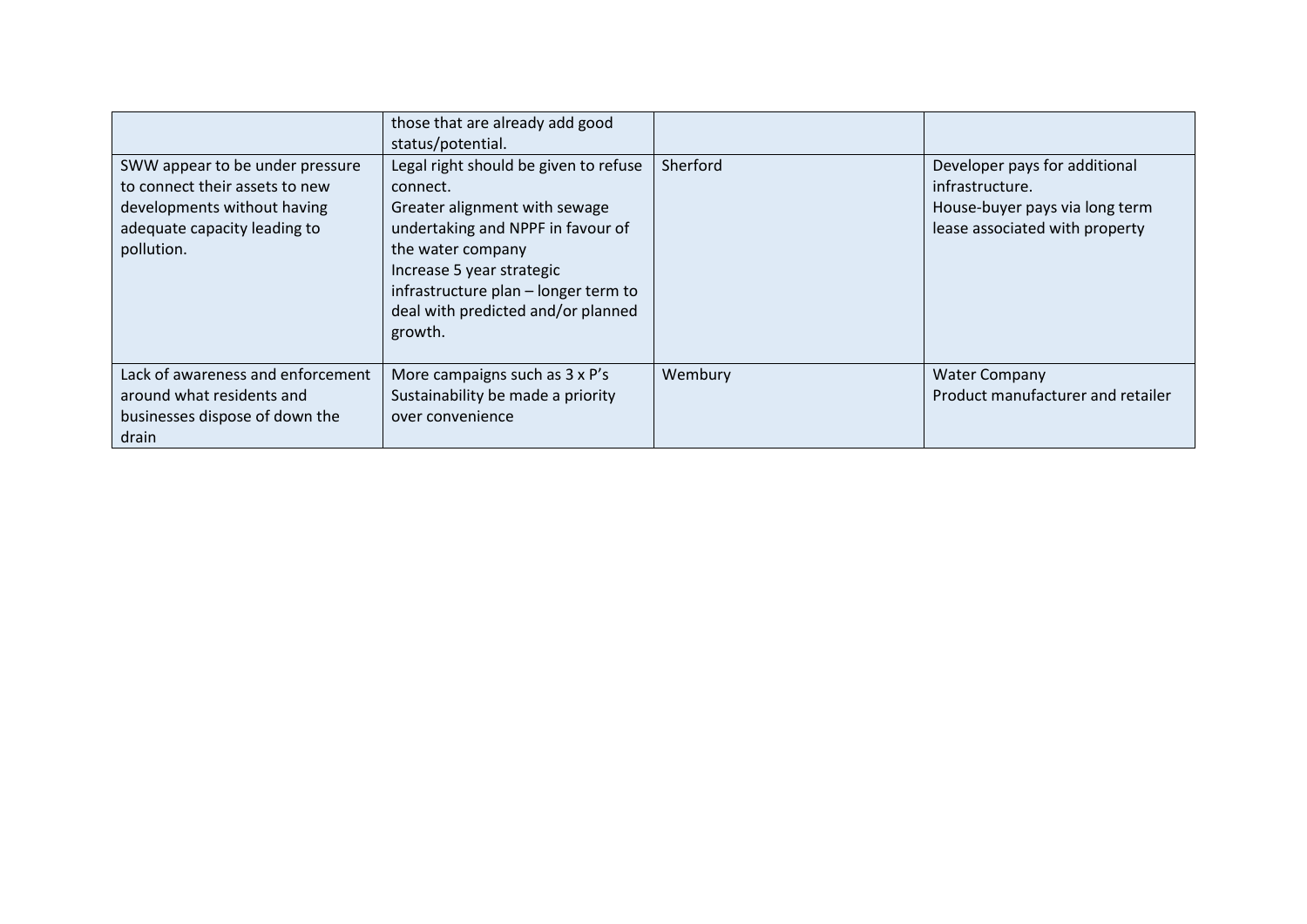| | | | |
|---|---|---|---|
| | those that are already add good status/potential. | | |
| SWW appear to be under pressure to connect their assets to new developments without having adequate capacity leading to pollution. | Legal right should be given to refuse connect.<br>Greater alignment with sewage undertaking and NPPF in favour of the water company<br>Increase 5 year strategic infrastructure plan – longer term to deal with predicted and/or planned growth. | Sherford | Developer pays for additional infrastructure.<br>House-buyer pays via long term lease associated with property |
| Lack of awareness and enforcement around what residents and businesses dispose of down the drain | More campaigns such as 3 x P's<br>Sustainability be made a priority over convenience | Wembury | Water Company<br>Product manufacturer and retailer |